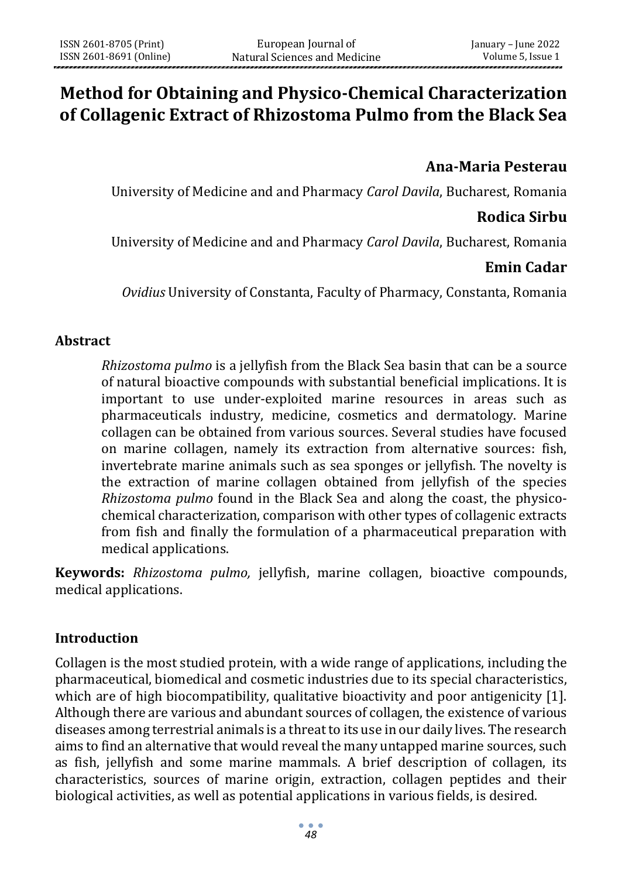# Method for Obtaining and Physico-Chemical Characterization of Collagenic Extract of Rhizostoma Pulmo from the Black Sea

**Ana-Maria Pesterau**

University of Medicine and and Pharmacy *Carol Davila*, Bucharest, Romania

**Rodica Sirbu**

University of Medicine and and Pharmacy *Carol Davila*, Bucharest, Romania

**Emin Cadar**

*Ovidius* University of Constanta, Faculty of Pharmacy, Constanta, Romania

## Abstract

*Rhizostoma pulmo* is a jellyfish from the Black Sea basin that can be a source of natural bioactive compounds with substantial beneficial implications. It is important to use under-exploited marine resources in areas such as pharmaceuticals industry, medicine, cosmetics and dermatology. Marine collagen can be obtained from various sources. Several studies have focused on marine collagen, namely its extraction from alternative sources: fish, invertebrate marine animals such as sea sponges or jellyfish. The novelty is the extraction of marine collagen obtained from jellyfish of the species *Rhizostoma pulmo* found in the Black Sea and along the coast, the physico-chemical characterization, comparison with other types of collagenic extracts from fish and finally the formulation of a pharmaceutical preparation with medical applications.

**Keywords:** *Rhizostoma pulmo,* jellyfish, marine collagen, bioactive compounds, medical applications.

## Introduction

Collagen is the most studied protein, with a wide range of applications, including the pharmaceutical, biomedical and cosmetic industries due to its special characteristics, which are of high biocompatibility, qualitative bioactivity and poor antigenicity [1]. Although there are various and abundant sources of collagen, the existence of various diseases among terrestrial animals is a threat to its use in our daily lives. The research aims to find an alternative that would reveal the many untapped marine sources, such as fish, jellyfish and some marine mammals. A brief description of collagen, its characteristics, sources of marine origin, extraction, collagen peptides and their biological activities, as well as potential applications in various fields, is desired.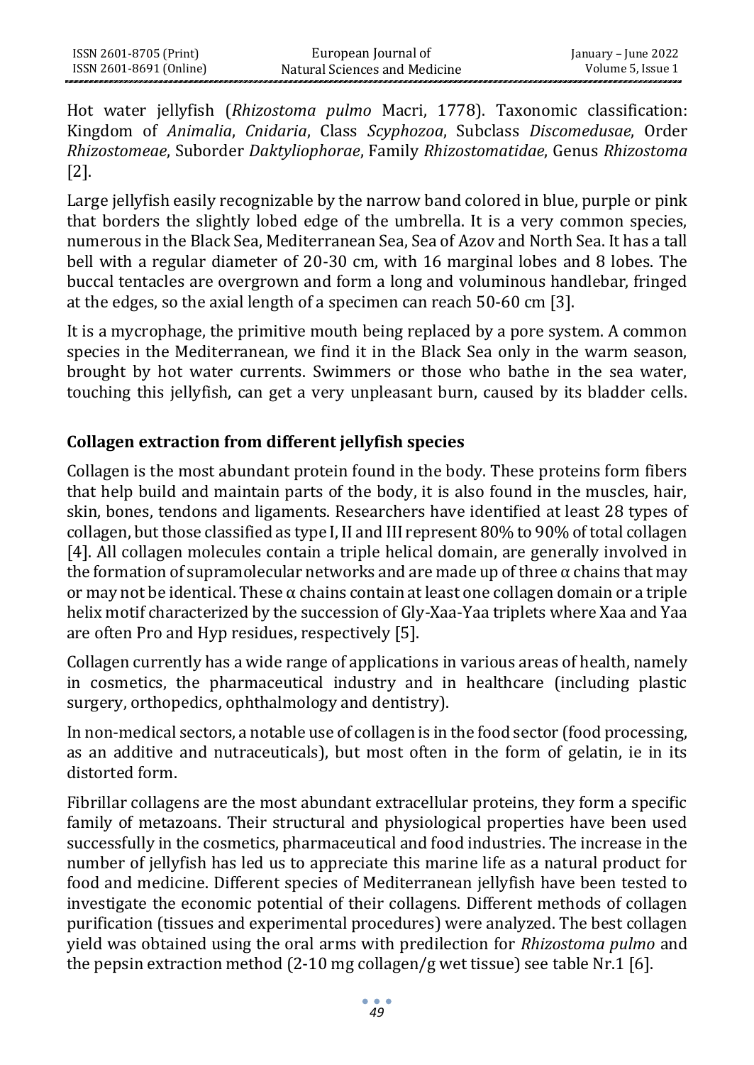Hot water jellyfish (*Rhizostoma pulmo* Macri, 1778). Taxonomic classification: Kingdom of *Animalia*, *Cnidaria*, Class *Scyphozoa*, Subclass *Discomedusae*, Order *Rhizostomeae*, Suborder *Daktyliophorae*, Family *Rhizostomatidae*, Genus *Rhizostoma* [2].

Large jellyfish easily recognizable by the narrow band colored in blue, purple or pink that borders the slightly lobed edge of the umbrella. It is a very common species, numerous in the Black Sea, Mediterranean Sea, Sea of Azov and North Sea. It has a tall bell with a regular diameter of 20-30 cm, with 16 marginal lobes and 8 lobes. The buccal tentacles are overgrown and form a long and voluminous handlebar, fringed at the edges, so the axial length of a specimen can reach 50-60 cm [3].

It is a mycrophage, the primitive mouth being replaced by a pore system. A common species in the Mediterranean, we find it in the Black Sea only in the warm season, brought by hot water currents. Swimmers or those who bathe in the sea water, touching this jellyfish, can get a very unpleasant burn, caused by its bladder cells.

## Collagen extraction from different jellyfish species

Collagen is the most abundant protein found in the body. These proteins form fibers that help build and maintain parts of the body, it is also found in the muscles, hair, skin, bones, tendons and ligaments. Researchers have identified at least 28 types of collagen, but those classified as type I, II and III represent 80% to 90% of total collagen [4]. All collagen molecules contain a triple helical domain, are generally involved in the formation of supramolecular networks and are made up of three α chains that may or may not be identical. These α chains contain at least one collagen domain or a triple helix motif characterized by the succession of Gly-Xaa-Yaa triplets where Xaa and Yaa are often Pro and Hyp residues, respectively [5].

Collagen currently has a wide range of applications in various areas of health, namely in cosmetics, the pharmaceutical industry and in healthcare (including plastic surgery, orthopedics, ophthalmology and dentistry).

In non-medical sectors, a notable use of collagen is in the food sector (food processing, as an additive and nutraceuticals), but most often in the form of gelatin, ie in its distorted form.

Fibrillar collagens are the most abundant extracellular proteins, they form a specific family of metazoans. Their structural and physiological properties have been used successfully in the cosmetics, pharmaceutical and food industries. The increase in the number of jellyfish has led us to appreciate this marine life as a natural product for food and medicine. Different species of Mediterranean jellyfish have been tested to investigate the economic potential of their collagens. Different methods of collagen purification (tissues and experimental procedures) were analyzed. The best collagen yield was obtained using the oral arms with predilection for *Rhizostoma pulmo* and the pepsin extraction method (2-10 mg collagen/g wet tissue) see table Nr.1 [6].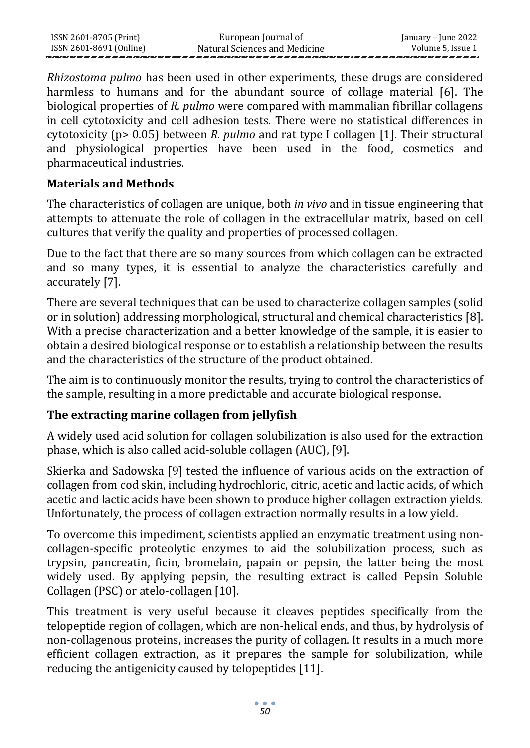*Rhizostoma pulmo* has been used in other experiments, these drugs are considered harmless to humans and for the abundant source of collage material [6]. The biological properties of *R. pulmo* were compared with mammalian fibrillar collagens in cell cytotoxicity and cell adhesion tests. There were no statistical differences in cytotoxicity ($p > 0.05$) between *R. pulmo* and rat type I collagen [1]. Their structural and physiological properties have been used in the food, cosmetics and pharmaceutical industries.

## Materials and Methods

The characteristics of collagen are unique, both *in vivo* and in tissue engineering that attempts to attenuate the role of collagen in the extracellular matrix, based on cell cultures that verify the quality and properties of processed collagen.

Due to the fact that there are so many sources from which collagen can be extracted and so many types, it is essential to analyze the characteristics carefully and accurately [7].

There are several techniques that can be used to characterize collagen samples (solid or in solution) addressing morphological, structural and chemical characteristics [8]. With a precise characterization and a better knowledge of the sample, it is easier to obtain a desired biological response or to establish a relationship between the results and the characteristics of the structure of the product obtained.

The aim is to continuously monitor the results, trying to control the characteristics of the sample, resulting in a more predictable and accurate biological response.

## The extracting marine collagen from jellyfish

A widely used acid solution for collagen solubilization is also used for the extraction phase, which is also called acid-soluble collagen (AUC), [9].

Skierka and Sadowska [9] tested the influence of various acids on the extraction of collagen from cod skin, including hydrochloric, citric, acetic and lactic acids, of which acetic and lactic acids have been shown to produce higher collagen extraction yields. Unfortunately, the process of collagen extraction normally results in a low yield.

To overcome this impediment, scientists applied an enzymatic treatment using non-collagen-specific proteolytic enzymes to aid the solubilization process, such as trypsin, pancreatin, ficin, bromelain, papain or pepsin, the latter being the most widely used. By applying pepsin, the resulting extract is called Pepsin Soluble Collagen (PSC) or atelo-collagen [10].

This treatment is very useful because it cleaves peptides specifically from the telopeptide region of collagen, which are non-helical ends, and thus, by hydrolysis of non-collagenous proteins, increases the purity of collagen. It results in a much more efficient collagen extraction, as it prepares the sample for solubilization, while reducing the antigenicity caused by telopeptides [11].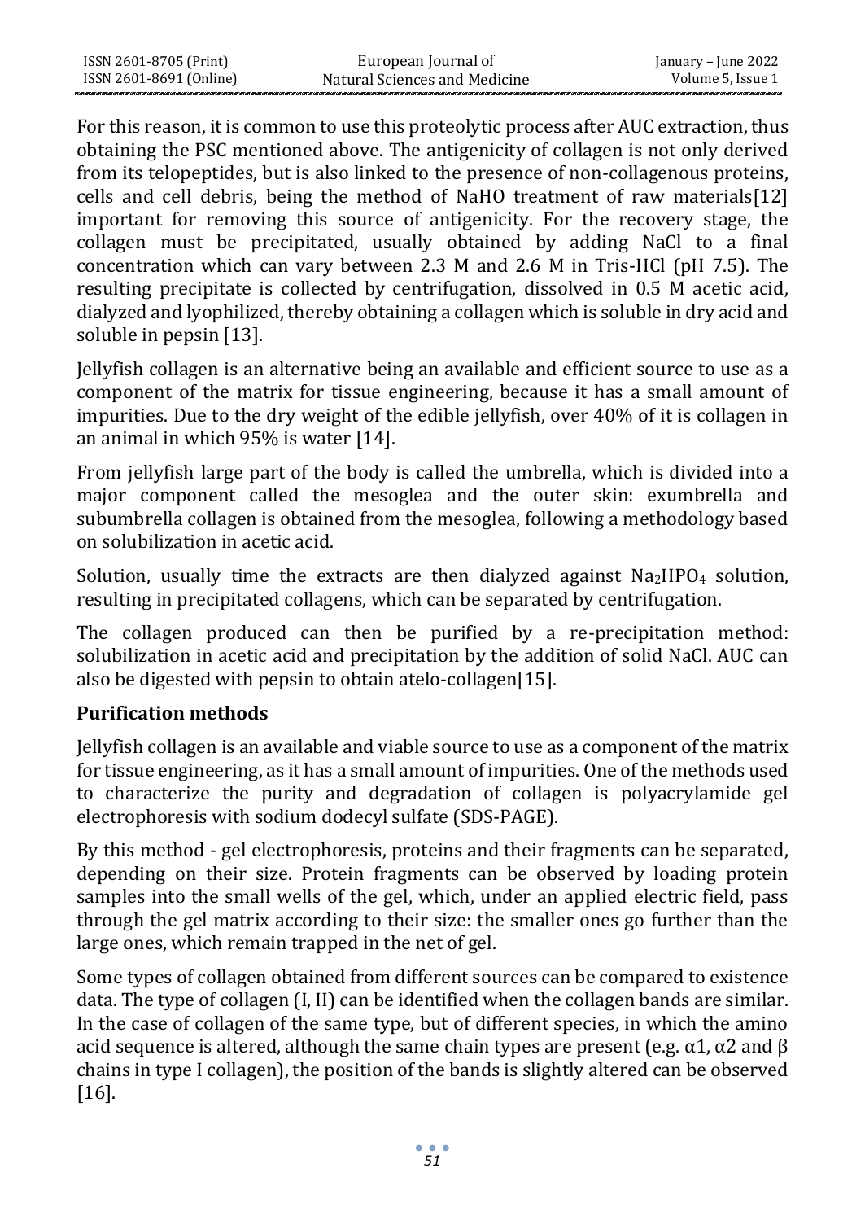For this reason, it is common to use this proteolytic process after AUC extraction, thus obtaining the PSC mentioned above. The antigenicity of collagen is not only derived from its telopeptides, but is also linked to the presence of non-collagenous proteins, cells and cell debris, being the method of NaHO treatment of raw materials[12] important for removing this source of antigenicity. For the recovery stage, the collagen must be precipitated, usually obtained by adding NaCl to a final concentration which can vary between 2.3 M and 2.6 M in Tris-HCl (pH 7.5). The resulting precipitate is collected by centrifugation, dissolved in 0.5 M acetic acid, dialyzed and lyophilized, thereby obtaining a collagen which is soluble in dry acid and soluble in pepsin [13].

Jellyfish collagen is an alternative being an available and efficient source to use as a component of the matrix for tissue engineering, because it has a small amount of impurities. Due to the dry weight of the edible jellyfish, over 40% of it is collagen in an animal in which 95% is water [14].

From jellyfish large part of the body is called the umbrella, which is divided into a major component called the mesoglea and the outer skin: exumbrella and subumbrella collagen is obtained from the mesoglea, following a methodology based on solubilization in acetic acid.

Solution, usually time the extracts are then dialyzed against $Na_2HPO_4$ solution, resulting in precipitated collagens, which can be separated by centrifugation.

The collagen produced can then be purified by a re-precipitation method: solubilization in acetic acid and precipitation by the addition of solid NaCl. AUC can also be digested with pepsin to obtain atelo-collagen[15].

## Purification methods

Jellyfish collagen is an available and viable source to use as a component of the matrix for tissue engineering, as it has a small amount of impurities. One of the methods used to characterize the purity and degradation of collagen is polyacrylamide gel electrophoresis with sodium dodecyl sulfate (SDS-PAGE).

By this method - gel electrophoresis, proteins and their fragments can be separated, depending on their size. Protein fragments can be observed by loading protein samples into the small wells of the gel, which, under an applied electric field, pass through the gel matrix according to their size: the smaller ones go further than the large ones, which remain trapped in the net of gel.

Some types of collagen obtained from different sources can be compared to existence data. The type of collagen (I, II) can be identified when the collagen bands are similar. In the case of collagen of the same type, but of different species, in which the amino acid sequence is altered, although the same chain types are present (e.g. $\alpha 1$, $\alpha 2$ and $\beta$ chains in type I collagen), the position of the bands is slightly altered can be observed [16].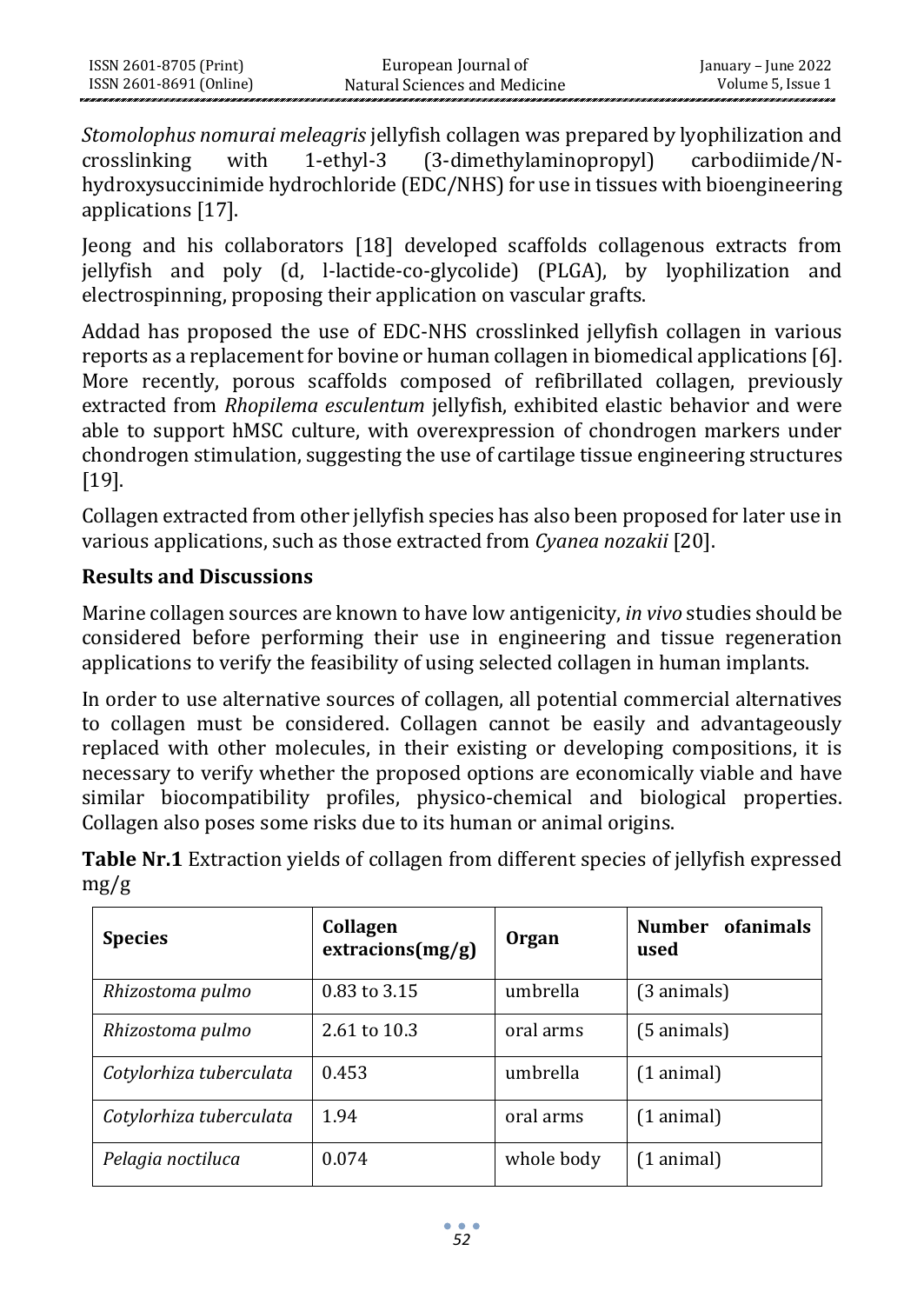*Stomolophus nomurai meleagris* jellyfish collagen was prepared by lyophilization and crosslinking with 1-ethyl-3 (3-dimethylaminopropyl) carbodiimide/N-hydroxysuccinimide hydrochloride (EDC/NHS) for use in tissues with bioengineering applications [17].

Jeong and his collaborators [18] developed scaffolds collagenous extracts from jellyfish and poly (d, l-lactide-co-glycolide) (PLGA), by lyophilization and electrospinning, proposing their application on vascular grafts.

Addad has proposed the use of EDC-NHS crosslinked jellyfish collagen in various reports as a replacement for bovine or human collagen in biomedical applications [6]. More recently, porous scaffolds composed of refibrillated collagen, previously extracted from *Rhopilema esculentum* jellyfish, exhibited elastic behavior and were able to support hMSC culture, with overexpression of chondrogen markers under chondrogen stimulation, suggesting the use of cartilage tissue engineering structures [19].

Collagen extracted from other jellyfish species has also been proposed for later use in various applications, such as those extracted from *Cyanea nozakii* [20].

## Results and Discussions

Marine collagen sources are known to have low antigenicity, *in vivo* studies should be considered before performing their use in engineering and tissue regeneration applications to verify the feasibility of using selected collagen in human implants.

In order to use alternative sources of collagen, all potential commercial alternatives to collagen must be considered. Collagen cannot be easily and advantageously replaced with other molecules, in their existing or developing compositions, it is necessary to verify whether the proposed options are economically viable and have similar biocompatibility profiles, physico-chemical and biological properties. Collagen also poses some risks due to its human or animal origins.

**Table Nr.1** Extraction yields of collagen from different species of jellyfish expressed mg/g

| **Species** | **Collagen extracions(mg/g)** | **Organ** | **Number ofanimals used** |
|---|---|---|---|
| *Rhizostoma pulmo* | 0.83 to 3.15 | umbrella | (3 animals) |
| *Rhizostoma pulmo* | 2.61 to 10.3 | oral arms | (5 animals) |
| *Cotylorhiza tuberculata* | 0.453 | umbrella | (1 animal) |
| *Cotylorhiza tuberculata* | 1.94 | oral arms | (1 animal) |
| *Pelagia noctiluca* | 0.074 | whole body | (1 animal) |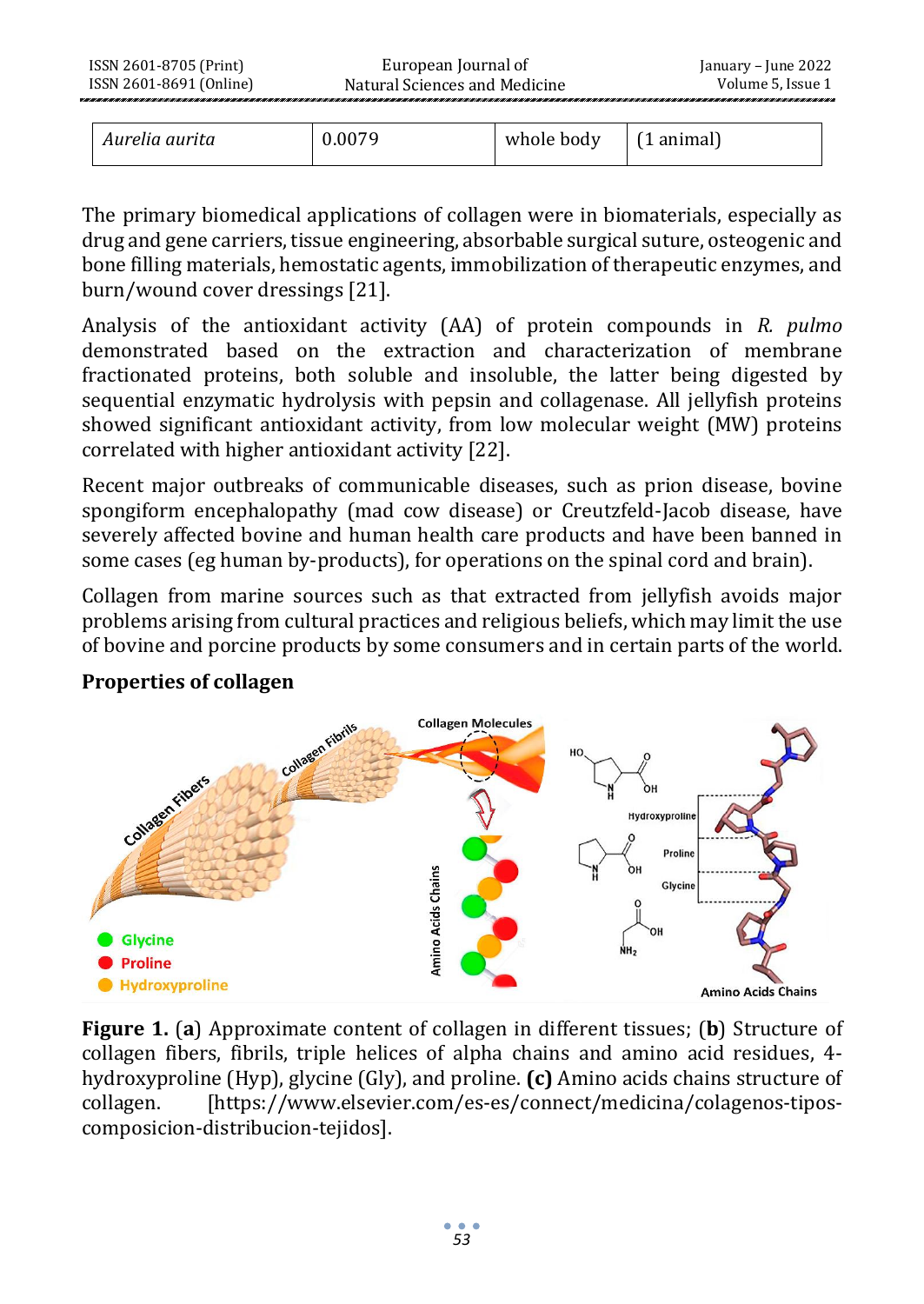| *Aurelia aurita* | 0.0079 | whole body | (1 animal) |
|---|---|---|---|

The primary biomedical applications of collagen were in biomaterials, especially as drug and gene carriers, tissue engineering, absorbable surgical suture, osteogenic and bone filling materials, hemostatic agents, immobilization of therapeutic enzymes, and burn/wound cover dressings [21].

Analysis of the antioxidant activity (AA) of protein compounds in *R. pulmo* demonstrated based on the extraction and characterization of membrane fractionated proteins, both soluble and insoluble, the latter being digested by sequential enzymatic hydrolysis with pepsin and collagenase. All jellyfish proteins showed significant antioxidant activity, from low molecular weight (MW) proteins correlated with higher antioxidant activity [22].

Recent major outbreaks of communicable diseases, such as prion disease, bovine spongiform encephalopathy (mad cow disease) or Creutzfeld-Jacob disease, have severely affected bovine and human health care products and have been banned in some cases (eg human by-products), for operations on the spinal cord and brain).

Collagen from marine sources such as that extracted from jellyfish avoids major problems arising from cultural practices and religious beliefs, which may limit the use of bovine and porcine products by some consumers and in certain parts of the world.

## Properties of collagen

**Figure 1.** (**a**) Approximate content of collagen in different tissues; (**b**) Structure of collagen fibers, fibrils, triple helices of alpha chains and amino acid residues, 4-hydroxyproline (Hyp), glycine (Gly), and proline. **(c)** Amino acids chains structure of collagen. [https://www.elsevier.com/es-es/connect/medicina/colagenos-tipos-composicion-distribucion-tejidos].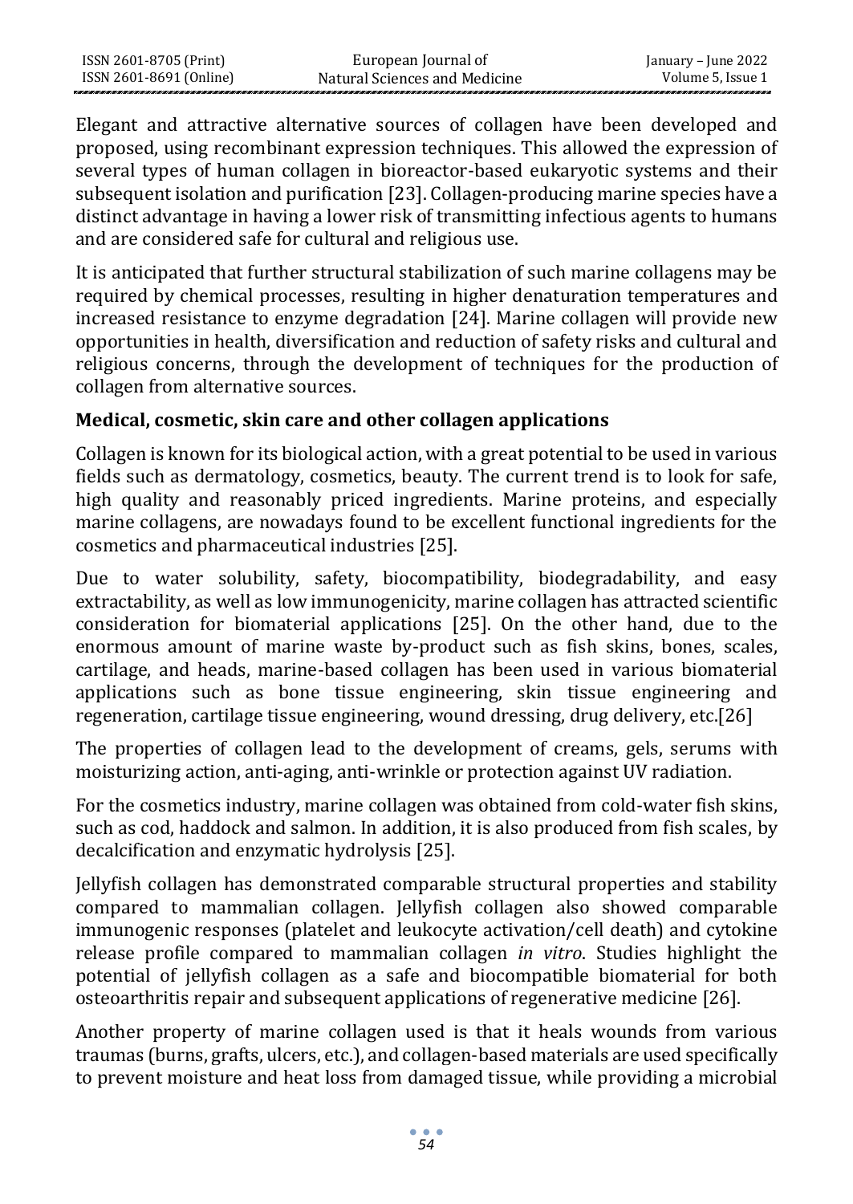Elegant and attractive alternative sources of collagen have been developed and proposed, using recombinant expression techniques. This allowed the expression of several types of human collagen in bioreactor-based eukaryotic systems and their subsequent isolation and purification [23]. Collagen-producing marine species have a distinct advantage in having a lower risk of transmitting infectious agents to humans and are considered safe for cultural and religious use.

It is anticipated that further structural stabilization of such marine collagens may be required by chemical processes, resulting in higher denaturation temperatures and increased resistance to enzyme degradation [24]. Marine collagen will provide new opportunities in health, diversification and reduction of safety risks and cultural and religious concerns, through the development of techniques for the production of collagen from alternative sources.

**Medical, cosmetic, skin care and other collagen applications**

Collagen is known for its biological action, with a great potential to be used in various fields such as dermatology, cosmetics, beauty. The current trend is to look for safe, high quality and reasonably priced ingredients. Marine proteins, and especially marine collagens, are nowadays found to be excellent functional ingredients for the cosmetics and pharmaceutical industries [25].

Due to water solubility, safety, biocompatibility, biodegradability, and easy extractability, as well as low immunogenicity, marine collagen has attracted scientific consideration for biomaterial applications [25]. On the other hand, due to the enormous amount of marine waste by-product such as fish skins, bones, scales, cartilage, and heads, marine-based collagen has been used in various biomaterial applications such as bone tissue engineering, skin tissue engineering and regeneration, cartilage tissue engineering, wound dressing, drug delivery, etc.[26]

The properties of collagen lead to the development of creams, gels, serums with moisturizing action, anti-aging, anti-wrinkle or protection against UV radiation.

For the cosmetics industry, marine collagen was obtained from cold-water fish skins, such as cod, haddock and salmon. In addition, it is also produced from fish scales, by decalcification and enzymatic hydrolysis [25].

Jellyfish collagen has demonstrated comparable structural properties and stability compared to mammalian collagen. Jellyfish collagen also showed comparable immunogenic responses (platelet and leukocyte activation/cell death) and cytokine release profile compared to mammalian collagen *in vitro*. Studies highlight the potential of jellyfish collagen as a safe and biocompatible biomaterial for both osteoarthritis repair and subsequent applications of regenerative medicine [26].

Another property of marine collagen used is that it heals wounds from various traumas (burns, grafts, ulcers, etc.), and collagen-based materials are used specifically to prevent moisture and heat loss from damaged tissue, while providing a microbial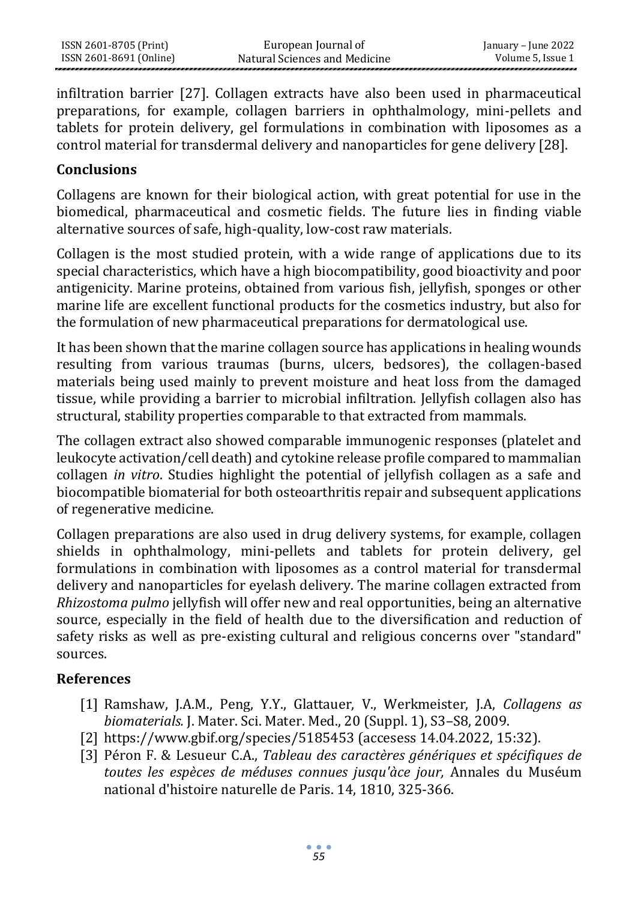infiltration barrier [27]. Collagen extracts have also been used in pharmaceutical preparations, for example, collagen barriers in ophthalmology, mini-pellets and tablets for protein delivery, gel formulations in combination with liposomes as a control material for transdermal delivery and nanoparticles for gene delivery [28].

## Conclusions

Collagens are known for their biological action, with great potential for use in the biomedical, pharmaceutical and cosmetic fields. The future lies in finding viable alternative sources of safe, high-quality, low-cost raw materials.

Collagen is the most studied protein, with a wide range of applications due to its special characteristics, which have a high biocompatibility, good bioactivity and poor antigenicity. Marine proteins, obtained from various fish, jellyfish, sponges or other marine life are excellent functional products for the cosmetics industry, but also for the formulation of new pharmaceutical preparations for dermatological use.

It has been shown that the marine collagen source has applications in healing wounds resulting from various traumas (burns, ulcers, bedsores), the collagen-based materials being used mainly to prevent moisture and heat loss from the damaged tissue, while providing a barrier to microbial infiltration. Jellyfish collagen also has structural, stability properties comparable to that extracted from mammals.

The collagen extract also showed comparable immunogenic responses (platelet and leukocyte activation/cell death) and cytokine release profile compared to mammalian collagen *in vitro*. Studies highlight the potential of jellyfish collagen as a safe and biocompatible biomaterial for both osteoarthritis repair and subsequent applications of regenerative medicine.

Collagen preparations are also used in drug delivery systems, for example, collagen shields in ophthalmology, mini-pellets and tablets for protein delivery, gel formulations in combination with liposomes as a control material for transdermal delivery and nanoparticles for eyelash delivery. The marine collagen extracted from *Rhizostoma pulmo* jellyfish will offer new and real opportunities, being an alternative source, especially in the field of health due to the diversification and reduction of safety risks as well as pre-existing cultural and religious concerns over "standard" sources.

## References

[1] Ramshaw, J.A.M., Peng, Y.Y., Glattauer, V., Werkmeister, J.A, *Collagens as biomaterials.* J. Mater. Sci. Mater. Med., 20 (Suppl. 1), S3–S8, 2009.

[2] https://www.gbif.org/species/5185453 (accesess 14.04.2022, 15:32).

[3] Péron F. & Lesueur C.A., *Tableau des caractères génériques et spécifiques de toutes les espèces de méduses connues jusqu'àce jour,* Annales du Muséum national d'histoire naturelle de Paris. 14, 1810, 325-366.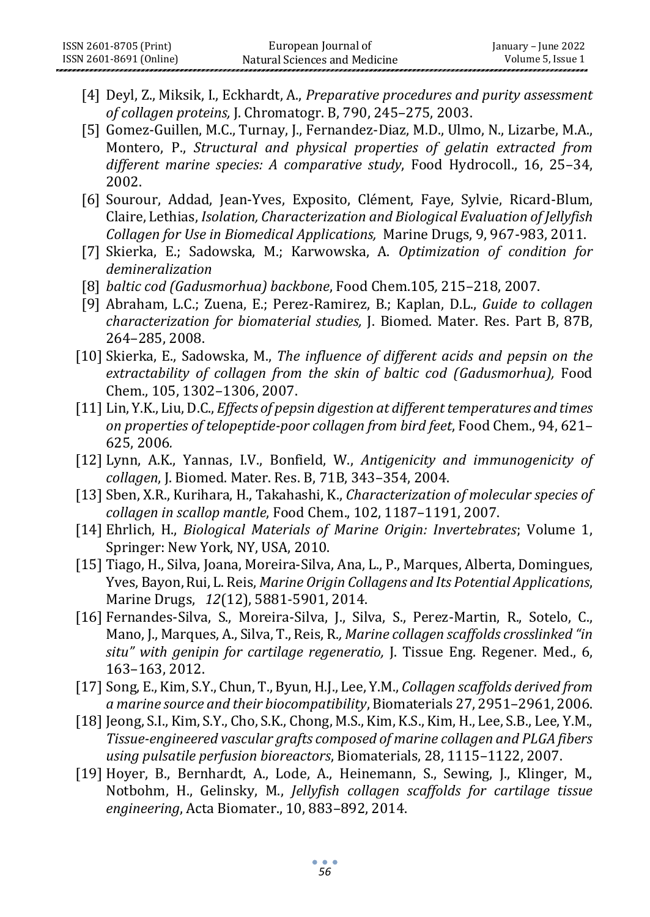[4] Deyl, Z., Miksik, I., Eckhardt, A., *Preparative procedures and purity assessment of collagen proteins,* J. Chromatogr. B, 790, 245–275, 2003.

[5] Gomez-Guillen, M.C., Turnay, J., Fernandez-Diaz, M.D., Ulmo, N., Lizarbe, M.A., Montero, P., *Structural and physical properties of gelatin extracted from different marine species: A comparative study*, Food Hydrocoll., 16, 25–34, 2002.

[6] Sourour, Addad, Jean-Yves, Exposito, Clément, Faye, Sylvie, Ricard-Blum, Claire, Lethias, *Isolation, Characterization and Biological Evaluation of Jellyfish Collagen for Use in Biomedical Applications,* Marine Drugs, 9, 967-983, 2011.

[7] Skierka, E.; Sadowska, M.; Karwowska, A. *Optimization of condition for demineralization*

[8] *baltic cod (Gadusmorhua) backbone*, Food Chem.105, 215–218, 2007.

[9] Abraham, L.C.; Zuena, E.; Perez-Ramirez, B.; Kaplan, D.L., *Guide to collagen characterization for biomaterial studies,* J. Biomed. Mater. Res. Part B, 87B, 264–285, 2008.

[10] Skierka, E., Sadowska, M., *The influence of different acids and pepsin on the extractability of collagen from the skin of baltic cod (Gadusmorhua),* Food Chem., 105, 1302–1306, 2007.

[11] Lin, Y.K., Liu, D.C., *Effects of pepsin digestion at different temperatures and times on properties of telopeptide-poor collagen from bird feet*, Food Chem., 94, 621–625, 2006.

[12] Lynn, A.K., Yannas, I.V., Bonfield, W., *Antigenicity and immunogenicity of collagen*, J. Biomed. Mater. Res. B, 71B, 343–354, 2004.

[13] Sben, X.R., Kurihara, H., Takahashi, K., *Characterization of molecular species of collagen in scallop mantle*, Food Chem., 102, 1187–1191, 2007.

[14] Ehrlich, H., *Biological Materials of Marine Origin: Invertebrates*; Volume 1, Springer: New York, NY, USA, 2010.

[15] Tiago, H., Silva, Joana, Moreira-Silva, Ana, L., P., Marques, Alberta, Domingues, Yves, Bayon, Rui, L. Reis, *Marine Origin Collagens and Its Potential Applications*, Marine Drugs, *12*(12), 5881-5901, 2014.

[16] Fernandes-Silva, S., Moreira-Silva, J., Silva, S., Perez-Martin, R., Sotelo, C., Mano, J., Marques, A., Silva, T., Reis, R., *Marine collagen scaffolds crosslinked "in situ" with genipin for cartilage regeneratio,* J. Tissue Eng. Regener. Med., 6, 163–163, 2012.

[17] Song, E., Kim, S.Y., Chun, T., Byun, H.J., Lee, Y.M., *Collagen scaffolds derived from a marine source and their biocompatibility*, Biomaterials 27, 2951–2961, 2006.

[18] Jeong, S.I., Kim, S.Y., Cho, S.K., Chong, M.S., Kim, K.S., Kim, H., Lee, S.B., Lee, Y.M., *Tissue-engineered vascular grafts composed of marine collagen and PLGA fibers using pulsatile perfusion bioreactors*, Biomaterials, 28, 1115–1122, 2007.

[19] Hoyer, B., Bernhardt, A., Lode, A., Heinemann, S., Sewing, J., Klinger, M., Notbohm, H., Gelinsky, M., *Jellyfish collagen scaffolds for cartilage tissue engineering*, Acta Biomater., 10, 883–892, 2014.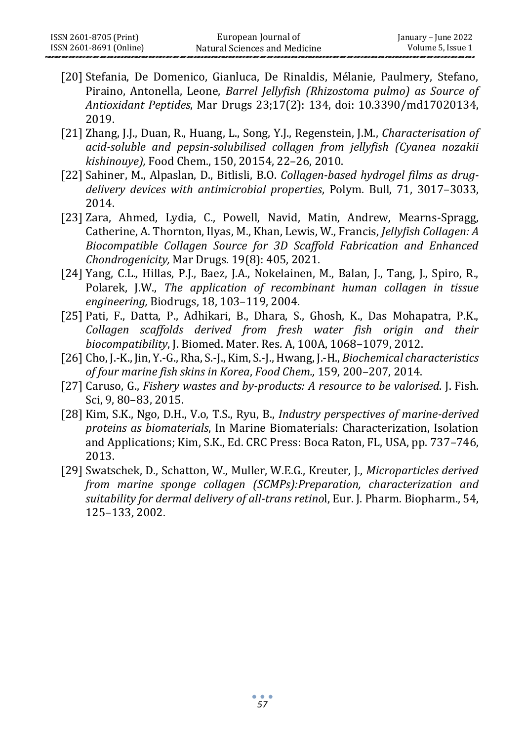[20] Stefania, De Domenico, Gianluca, De Rinaldis, Mélanie, Paulmery, Stefano, Piraino, Antonella, Leone, *Barrel Jellyfish (Rhizostoma pulmo) as Source of Antioxidant Peptides*, Mar Drugs 23;17(2): 134, doi: 10.3390/md17020134, 2019.

[21] Zhang, J.J., Duan, R., Huang, L., Song, Y.J., Regenstein, J.M., *Characterisation of acid-soluble and pepsin-solubilised collagen from jellyfish (Cyanea nozakii kishinouye)*, Food Chem., 150, 20154, 22–26, 2010.

[22] Sahiner, M., Alpaslan, D., Bitlisli, B.O. *Collagen-based hydrogel films as drug-delivery devices with antimicrobial properties*, Polym. Bull, 71, 3017–3033, 2014.

[23] Zara, Ahmed, Lydia, C., Powell, Navid, Matin, Andrew, Mearns-Spragg, Catherine, A. Thornton, Ilyas, M., Khan, Lewis, W., Francis, *Jellyfish Collagen: A Biocompatible Collagen Source for 3D Scaffold Fabrication and Enhanced Chondrogenicity,* Mar Drugs. 19(8): 405, 2021.

[24] Yang, C.L., Hillas, P.J., Baez, J.A., Nokelainen, M., Balan, J., Tang, J., Spiro, R., Polarek, J.W., *The application of recombinant human collagen in tissue engineering,* Biodrugs, 18, 103–119, 2004.

[25] Pati, F., Datta, P., Adhikari, B., Dhara, S., Ghosh, K., Das Mohapatra, P.K., *Collagen scaffolds derived from fresh water fish origin and their biocompatibility*, J. Biomed. Mater. Res. A, 100A, 1068–1079, 2012.

[26] Cho, J.-K., Jin, Y.-G., Rha, S.-J., Kim, S.-J., Hwang, J.-H., *Biochemical characteristics of four marine fish skins in Korea*, *Food Chem.,* 159, 200–207, 2014.

[27] Caruso, G., *Fishery wastes and by-products: A resource to be valorised*. J. Fish. Sci, 9, 80–83, 2015.

[28] Kim, S.K., Ngo, D.H., V.o, T.S., Ryu, B., *Industry perspectives of marine-derived proteins as biomaterials*, In Marine Biomaterials: Characterization, Isolation and Applications; Kim, S.K., Ed. CRC Press: Boca Raton, FL, USA, pp. 737–746, 2013.

[29] Swatschek, D., Schatton, W., Muller, W.E.G., Kreuter, J., *Microparticles derived from marine sponge collagen (SCMPs):Preparation, characterization and suitability for dermal delivery of all-trans retino*l, Eur. J. Pharm. Biopharm., 54, 125–133, 2002.